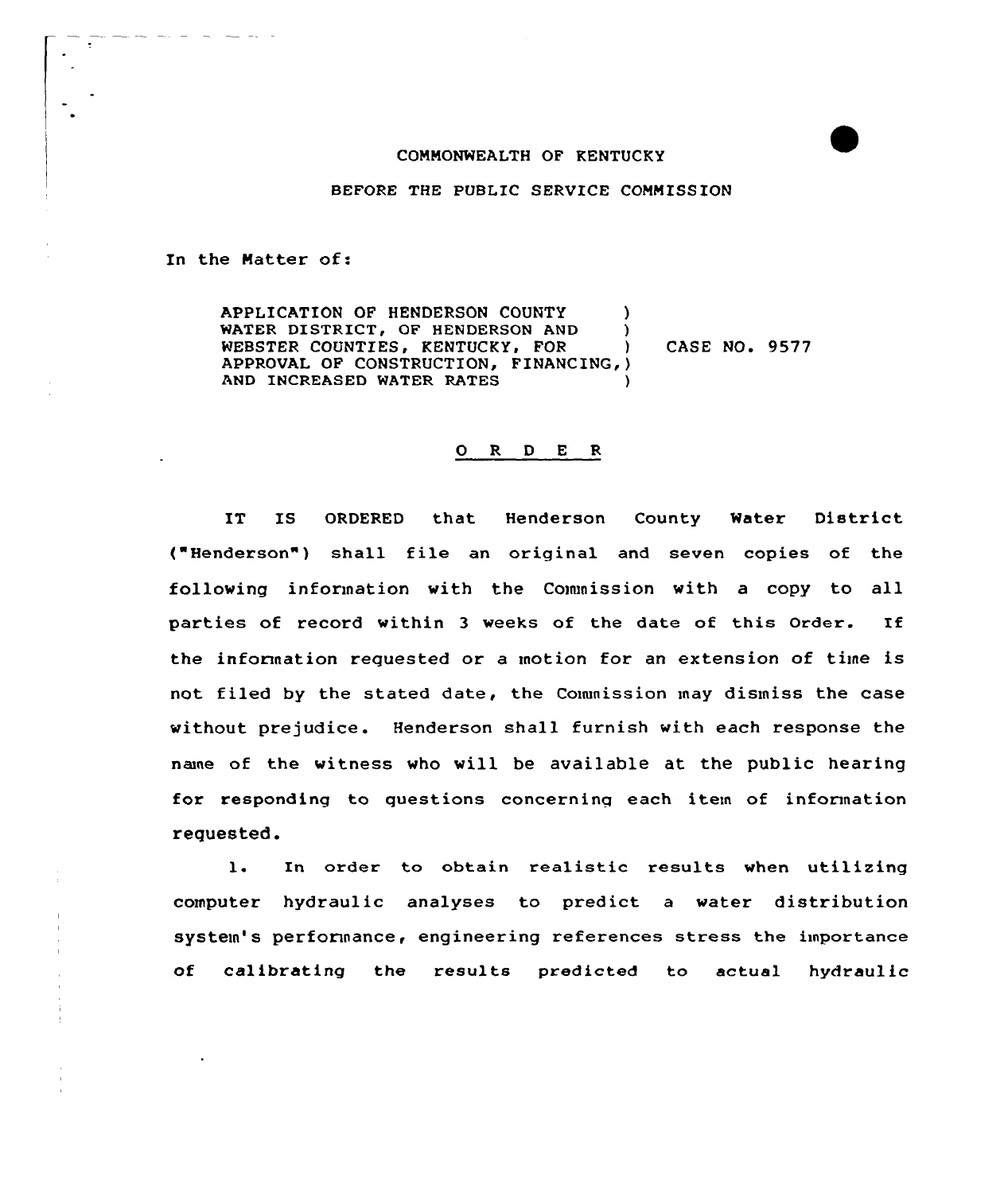COMMONWEALTH OF KENTUCKY

BEFORE THE PUBLIC SERVICE COMMISSION

In the Matter of:

APPLICATION OF HENDERSON COUNTY )
WATER DISTRICT, OF HENDERSON AND )
WEBSTER COUNTIES, KENTUCKY, FOR ) CASE NO. 9577
APPROVAL OF CONSTRUCTION, FINANCING, )
AND INCREASED WATER RATES )

## O R D E R

IT IS ORDERED that Henderson County Water District ("Henderson") shall file an original and seven copies of the following information with the Commission with a copy to all parties of record within 3 weeks of the date of this Order. If the information requested or a motion for an extension of time is not filed by the stated date, the Commission may dismiss the case without prejudice. Henderson shall furnish with each response the name of the witness who will be available at the public hearing for responding to questions concerning each item of information requested.

1. In order to obtain realistic results when utilizing computer hydraulic analyses to predict a water distribution system's performance, engineering references stress the importance of calibrating the results predicted to actual hydraulic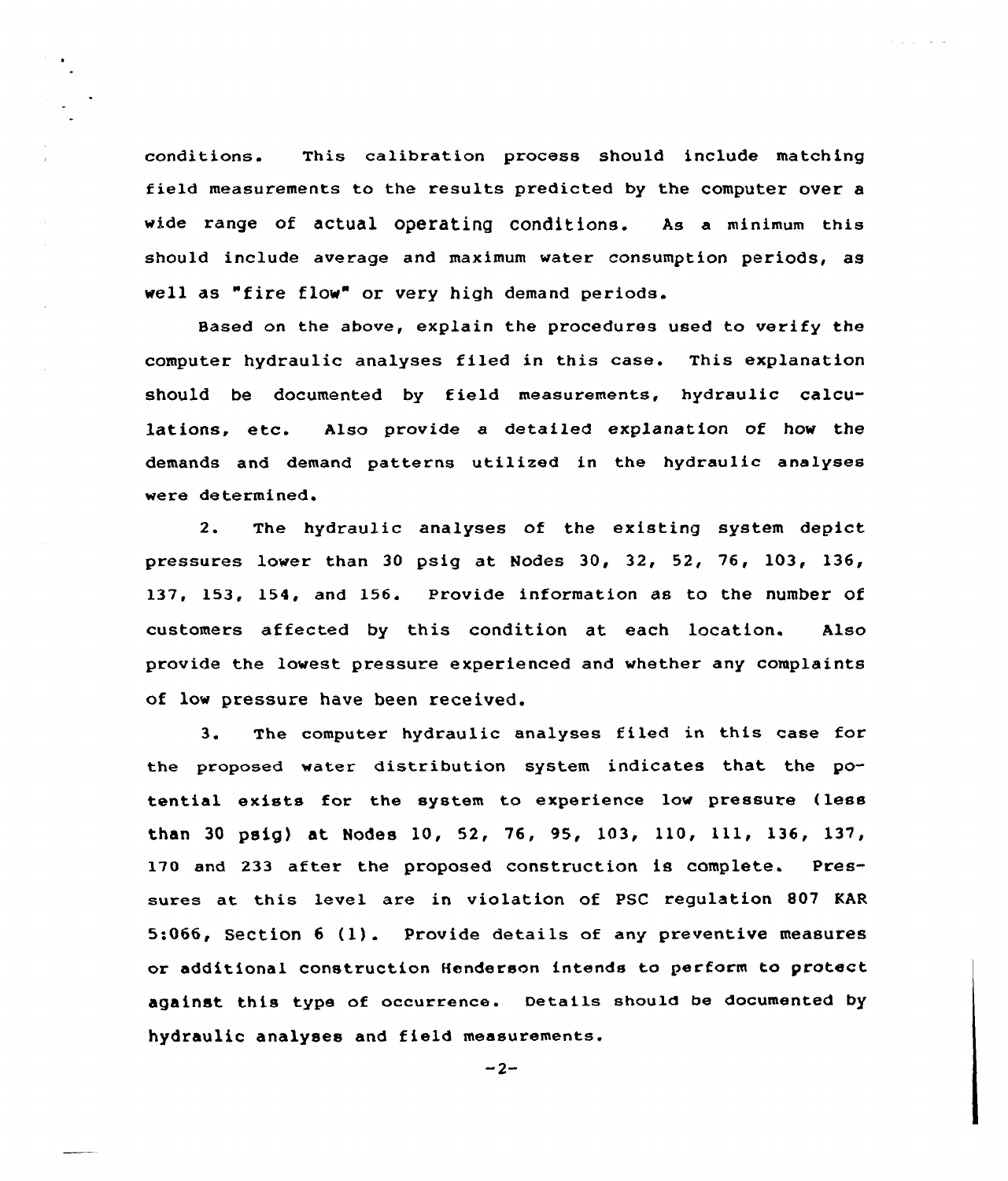conditions. This calibration process should include matching field measurements to the results predicted by the computer over a wide range of actual operating conditions. As a minimum this should include average and maximum water consumption periods, as well as "fire flow" or very high demand periods.

Based on the above, explain the procedures used to verify the computer hydraulic analyses filed in this case. This explanation should be documented by field measurements, hydraulic calculations, etc. Also provide a detailed explanation of how the demands and demand patterns utilized in the hydraulic analyses were determined.

2. The hydraulic analyses of the existing system depict pressures lower than 30 psig at Nodes 30, 32, 52, 76, 103, 136, 137, 153, 154, and 156. Provide information as to the number of customers affected by this condition at each location. Also provide the lowest pressure experienced and whether any complaints of low pressure have been received.

3. The computer hydraulic analyses filed in this case for the proposed water distribution system indicates that the potential exists for the system to experience low pressure (less than 30 psig) at Nodes 10, 52, 76, 95, 103, 110, 111, 136, 137, 170 and 233 after the proposed construction is complete. Pressures at this level are in violation of PSC regulation 807 KAR 5:066, Section 6 (1). Provide details of any preventive measures or additional construction Henderson intends to perform to protect against this type of occurrence. Details should be documented by hydraulic analyses and field measurements.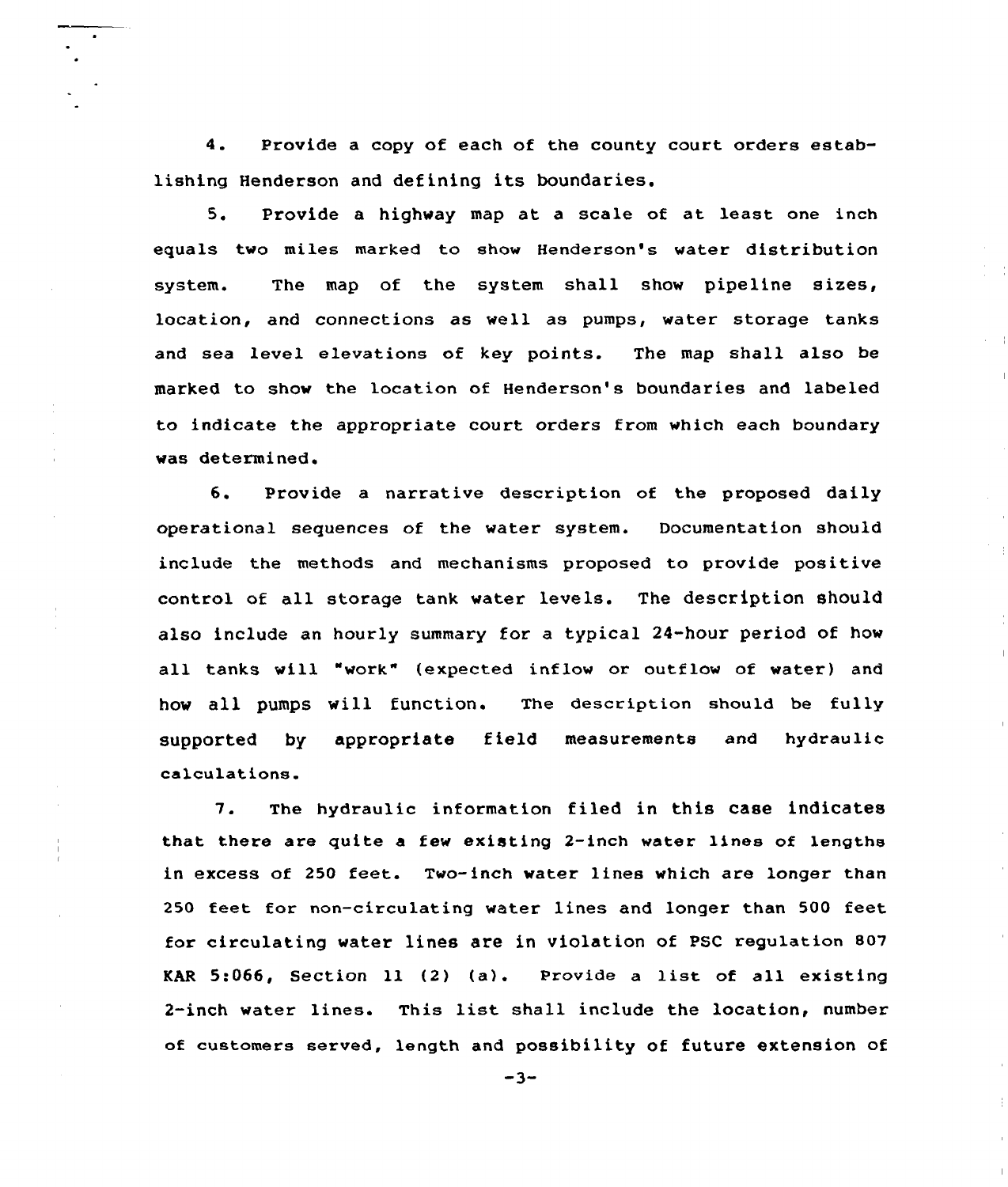4. Provide a copy of each of the county court orders establishing Henderson and defining its boundaries.

5. Provide a highway map at a scale of at least one inch equals two miles marked to show Henderson's water distribution system. The map of the system shall show pipeline sizes, location, and connections as well as pumps, water storage tanks and sea level elevations of key points. The map shall also be marked to show the location of Henderson's boundaries and labeled to indicate the appropriate court orders from which each boundary was determined.

6. Provide a narrative description of the proposed daily operational sequences of the water system. Documentation should include the methods and mechanisms proposed to provide positive control of all storage tank water levels. The description should also include an hourly summary for a typical 24-hour period of how all tanks will "work" (expected inflow or outflow of water) and how all pumps will function. The description should be fully supported by appropriate field measurements and hydraulic calculations.

7. The hydraulic information filed in this case indicates that there are quite a few existing 2-inch water lines of lengths in excess of 250 feet. Two-inch water lines which are longer than 250 feet for non-circulating water lines and longer than 500 feet for circulating water lines are in violation of PSC regulation 807 KAR 5:066, Section 11 (2) (a). Provide a list of all existing 2-inch water lines. This list shall include the location, number of customers served, length and possibility of future extension of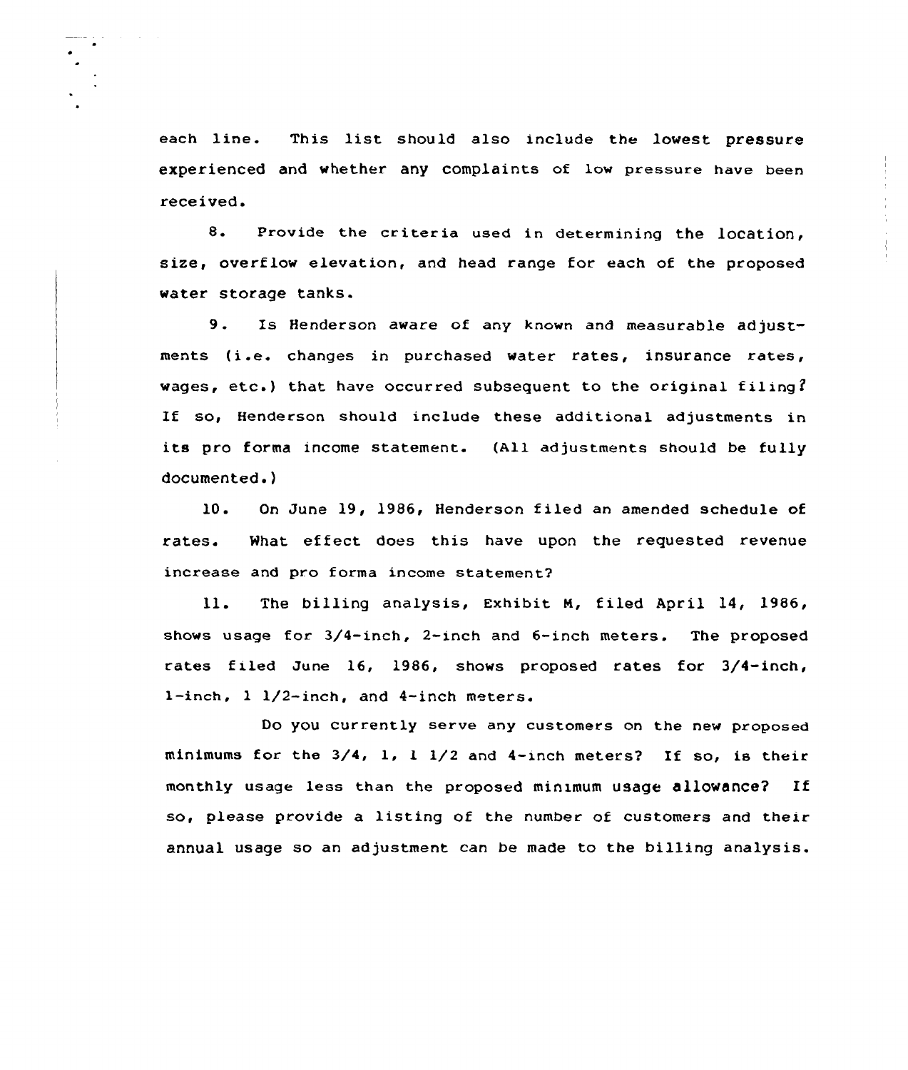each line. This list should also include the lowest pressure experienced and whether any complaints of low pressure have been received.

8. Provide the criteria used in determining the location, size, overflow elevation, and head range for each of the proposed water storage tanks.

9. Is Henderson aware of any known and measurable adjustments (i.e. changes in purchased water rates, insurance rates, wages, etc.) that have occurred subsequent to the original filing? If so, Henderson should include these additional adjustments in its pro forma income statement. (All adjustments should be fully documented.)

10. On June 19, 1986, Henderson filed an amended schedule of rates. What effect does this have upon the requested revenue increase and pro forma income statement?

11. The billing analysis, Exhibit M, filed April 14, 1986, shows usage for 3/4-inch, 2-inch and 6-inch meters. The proposed rates filed June 16, 1986, shows proposed rates for 3/4-inch, 1-inch, 1 1/2-inch, and 4-inch meters.

Do you currently serve any customers on the new proposed minimums for the 3/4, 1, 1 1/2 and 4-inch meters? If so, is their monthly usage less than the proposed minimum usage allowance? If so, please provide a listing of the number of customers and their annual usage so an adjustment can be made to the billing analysis.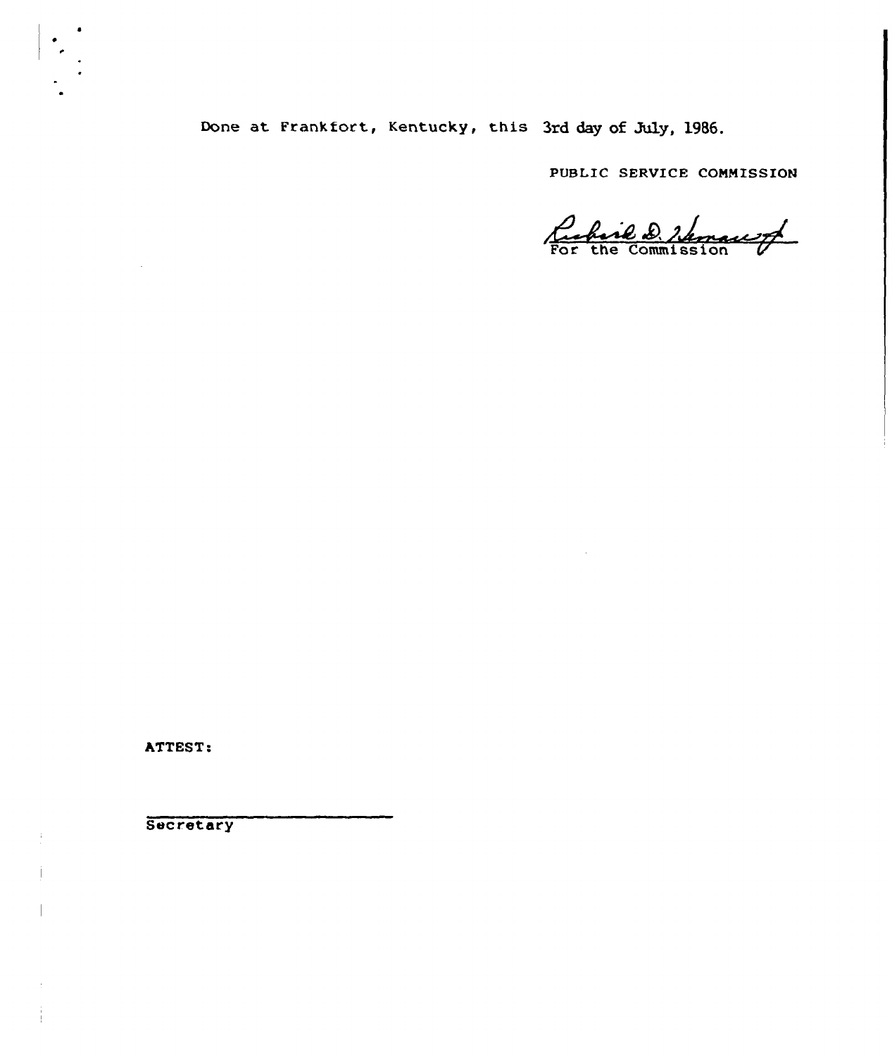Done at Frankfort, Kentucky, this 3rd day of July, 1986.

PUBLIC SERVICE COMMISSION

For the Commission

ATTEST:

Secretary